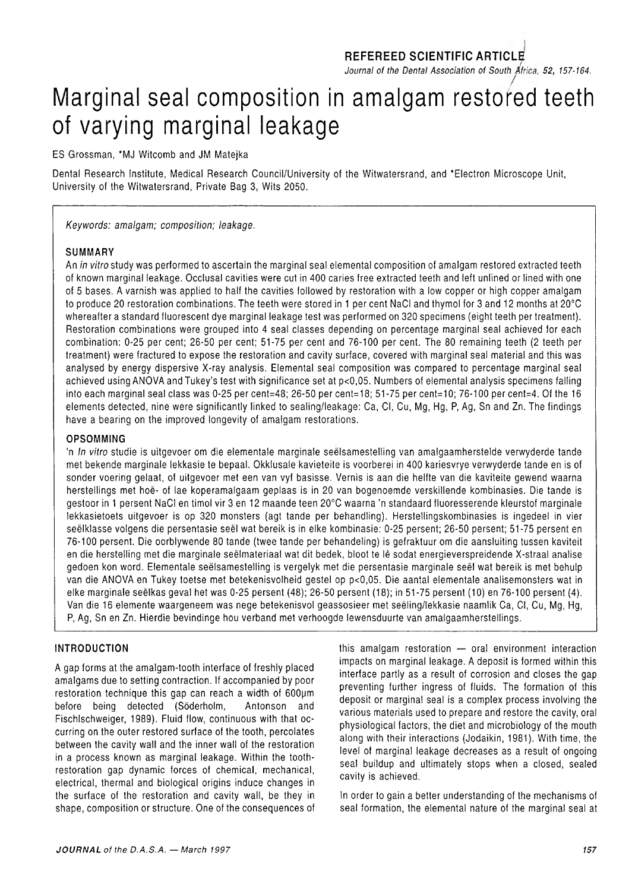REFEREED SCIENTIFIC ARTICLE

# Marginal seal composition in amalgam restored teeth of varying marginal leakage

ES Grossman, *MJ Witcomb and JM Matejka

Dental Research Institute, Medical Research Council/University of the Witwatersrand, and *Electron Microscope Unit, University of the Witwatersrand, Private Bag 3, Wits 2050.

*Keywords: amalgam; composition; leakage.*

## SUMMARY

An *in vitro* study was performed to ascertain the marginal seal elemental composition of amalgam restored extracted teeth of known marginal leakage. Occlusal cavities were cut in 400 caries free extracted teeth and left unlined or lined with one of 5 bases. A varnish was applied to half the cavities followed by restoration with a low copper or high copper amalgam to produce 20 restoration combinations. The teeth were stored in 1 per cent NaCl and thymol for 3 and 12 months at 20°C whereafter a standard fluorescent dye marginal leakage test was performed on 320 specimens (eight teeth per treatment). Restoration combinations were grouped into 4 seal classes depending on percentage marginal seal achieved for each combination: 0-25 per cent; 26-50 per cent; 51-75 per cent and 76-100 per cent. The 80 remaining teeth (2 teeth per treatment) were fractured to expose the restoration and cavity surface, covered with marginal seal material and this was analysed by energy dispersive X-ray analysis. Elemental seal composition was compared to percentage marginal seal achieved using ANOVA and Tukey's test with significance set at $p<0,05$. Numbers of elemental analysis specimens falling into each marginal seal class was 0-25 per cent=48; 26-50 per cent=18; 51-75 per cent=10; 76-100 per cent=4. Of the 16 elements detected, nine were significantly linked to sealing/leakage: Ca, Cl, Cu, Mg, Hg, P, Ag, Sn and Zn. The findings have a bearing on the improved longevity of amalgam restorations.

## OPSOMMING

'n *In vitro* studie is uitgevoer om die elementale marginale seëlsamestelling van amalgaamherstelde verwyderde tande met bekende marginale lekkasie te bepaal. Okklusale kavieteite is voorberei in 400 kariesvrye verwyderde tande en is of sonder voering gelaat, of uitgevoer met een van vyf basisse. Vernis is aan die helfte van die kaviteite gewend waarna herstellings met hoë- of lae koperamalgaam geplaas is in 20 van bogenoemde verskillende kombinasies. Die tande is gestoor in 1 persent NaCl en timol vir 3 en 12 maande teen 20°C waarna 'n standaard fluoresserende kleurstof marginale lekkasietoets uitgevoer is op 320 monsters (agt tande per behandling). Herstellingskombinasies is ingedeel in vier seëlklasse volgens die persentasie seël wat bereik is in elke kombinasie: 0-25 persent; 26-50 persent; 51-75 persent en 76-100 persent. Die oorblywende 80 tande (twee tande per behandeling) is gefraktuur om die aansluiting tussen kaviteit en die herstelling met die marginale seëlmateriaal wat dit bedek, bloot te lê sodat energieverspreidende X-straal analise gedoen kon word. Elementale seëlsamestelling is vergelyk met die persentasie marginale seël wat bereik is met behulp van die ANOVA en Tukey toetse met betekenisvolheid gestel op $p<0,05$. Die aantal elementale analisemonsters wat in elke marginale seëlkas geval het was 0-25 persent (48); 26-50 persent (18); in 51-75 persent (10) en 76-100 persent (4). Van die 16 elemente waargeneem was nege betekenisvol geassosieer met seëling/lekkasie naamlik Ca, Cl, Cu, Mg, Hg, P, Ag, Sn en Zn. Hierdie bevindinge hou verband met verhoogde lewensduurte van amalgaamherstellings.

## INTRODUCTION

A gap forms at the amalgam-tooth interface of freshly placed amalgams due to setting contraction. If accompanied by poor restoration technique this gap can reach a width of 600µm before being detected (Söderholm, Antonson and Fischlschweiger, 1989). Fluid flow, continuous with that occurring on the outer restored surface of the tooth, percolates between the cavity wall and the inner wall of the restoration in a process known as marginal leakage. Within the tooth-restoration gap dynamic forces of chemical, mechanical, electrical, thermal and biological origins induce changes in the surface of the restoration and cavity wall, be they in shape, composition or structure. One of the consequences of this amalgam restoration — oral environment interaction impacts on marginal leakage. A deposit is formed within this interface partly as a result of corrosion and closes the gap preventing further ingress of fluids. The formation of this deposit or marginal seal is a complex process involving the various materials used to prepare and restore the cavity, oral physiological factors, the diet and microbiology of the mouth along with their interactions (Jodaikin, 1981). With time, the level of marginal leakage decreases as a result of ongoing seal buildup and ultimately stops when a closed, sealed cavity is achieved.

In order to gain a better understanding of the mechanisms of seal formation, the elemental nature of the marginal seal at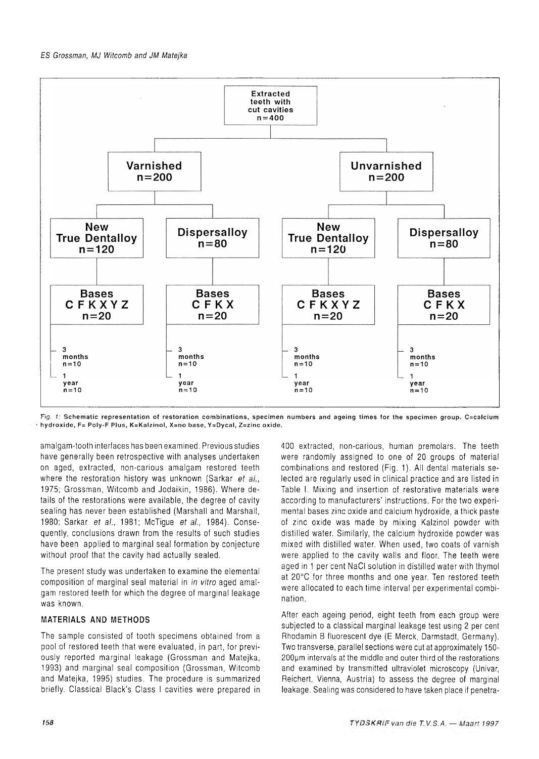Extracted teeth with cut cavities n=400

- Varnished n=200
  - New True Dentalloy n=120
    - Bases C F K X Y Z n=20
      - 3 months n=10
      - 1 year n=10
  - Dispersalloy n=80
    - Bases C F K X n=20
      - 3 months n=10
      - 1 year n=10
- Unvarnished n=200
  - New True Dentalloy n=120
    - Bases C F K X Y Z n=20
      - 3 months n=10
      - 1 year n=10
  - Dispersalloy n=80
    - Bases C F K X n=20
      - 3 months n=10
      - 1 year n=10

*Fig. 1:* Schematic representation of restoration combinations, specimen numbers and ageing times for the specimen group. C=calcium hydroxide, F= Poly-F Plus, K=Kalzinol, X=no base, Y=Dycal, Z=zinc oxide.

amalgam-tooth interfaces has been examined. Previous studies have generally been retrospective with analyses undertaken on aged, extracted, non-carious amalgam restored teeth where the restoration history was unknown (Sarkar *et al.*, 1975; Grossman, Witcomb and Jodaikin, 1986). Where details of the restorations were available, the degree of cavity sealing has never been established (Marshall and Marshall, 1980; Sarkar *et al.*, 1981; McTigue *et al.*, 1984). Consequently, conclusions drawn from the results of such studies have been applied to marginal seal formation by conjecture without proof that the cavity had actually sealed.

The present study was undertaken to examine the elemental composition of marginal seal material in *in vitro* aged amalgam restored teeth for which the degree of marginal leakage was known.

## MATERIALS AND METHODS

The sample consisted of tooth specimens obtained from a pool of restored teeth that were evaluated, in part, for previously reported marginal leakage (Grossman and Matejka, 1993) and marginal seal composition (Grossman, Witcomb and Matejka, 1995) studies. The procedure is summarized briefly. Classical Black's Class I cavities were prepared in 400 extracted, non-carious, human premolars. The teeth were randomly assigned to one of 20 groups of material combinations and restored (Fig. 1). All dental materials selected are regularly used in clinical practice and are listed in Table I. Mixing and insertion of restorative materials were according to manufacturers' instructions. For the two experimental bases zinc oxide and calcium hydroxide, a thick paste of zinc oxide was made by mixing Kalzinol powder with distilled water. Similarly, the calcium hydroxide powder was mixed with distilled water. When used, two coats of varnish were applied to the cavity walls and floor. The teeth were aged in 1 per cent NaCl solution in distilled water with thymol at 20°C for three months and one year. Ten restored teeth were allocated to each time interval per experimental combination.

After each ageing period, eight teeth from each group were subjected to a classical marginal leakage test using 2 per cent Rhodamin B fluorescent dye (E Merck, Darmstadt, Germany). Two transverse, parallel sections were cut at approximately 150-200μm intervals at the middle and outer third of the restorations and examined by transmitted ultraviolet microscopy (Univar, Reichert, Vienna, Austria) to assess the degree of marginal leakage. Sealing was considered to have taken place if penetra-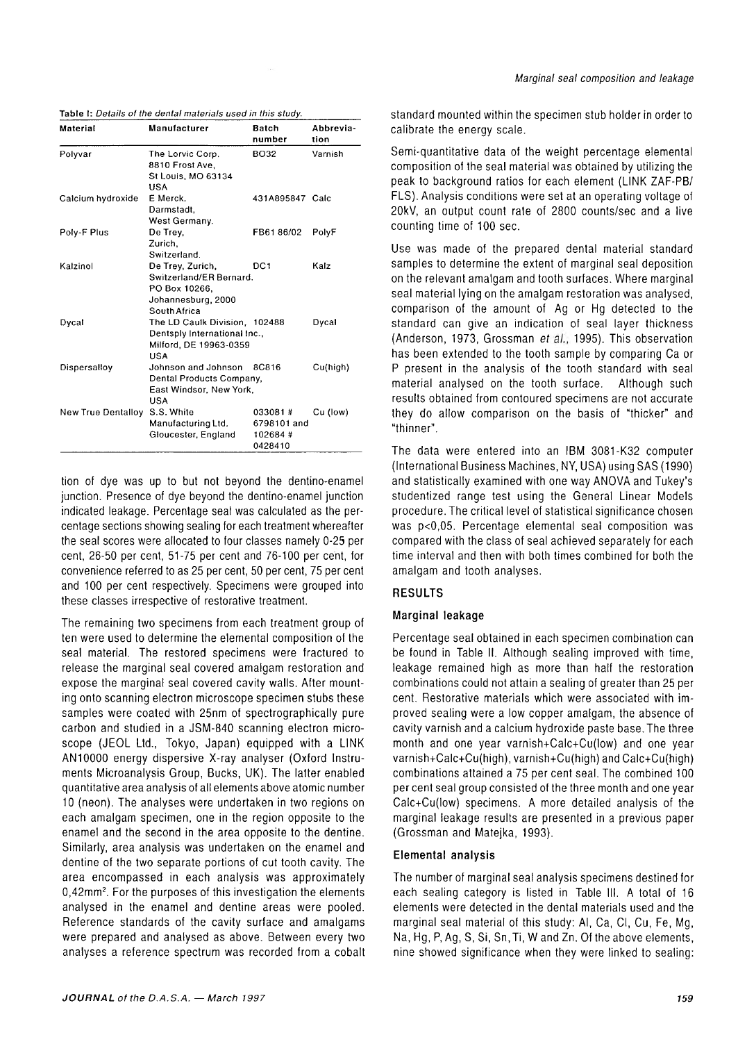**Table I:** *Details of the dental materials used in this study.*

| Material | Manufacturer | Batch number | Abbreviation |
|---|---|---|---|
| Polyvar | The Lorvic Corp. 8810 Frost Ave, St Louis, MO 63134 USA | BO32 | Varnish |
| Calcium hydroxide | E Merck. Darmstadt, West Germany. | 431A895847 | Calc |
| Poly-F Plus | De Trey, Zurich, Switzerland. | FB61 86/02 | PolyF |
| Kalzinol | De Trey, Zurich, Switzerland/ER Bernard. PO Box 10266, Johannesburg, 2000 South Africa | DC1 | Kalz |
| Dycal | The LD Caulk Division, Dentsply International Inc., Milford, DE 19963-0359 USA | 102488 | Dycal |
| Dispersalloy | Johnson and Johnson Dental Products Company, East Windsor, New York, USA | 8C816 | Cu(high) |
| New True Dentalloy | S.S. White Manufacturing Ltd. Gloucester, England | 033081 # 6798101 and 102684 # 0428410 | Cu (low) |

tion of dye was up to but not beyond the dentino-enamel junction. Presence of dye beyond the dentino-enamel junction indicated leakage. Percentage seal was calculated as the percentage sections showing sealing for each treatment whereafter the seal scores were allocated to four classes namely 0-25 per cent, 26-50 per cent, 51-75 per cent and 76-100 per cent, for convenience referred to as 25 per cent, 50 per cent, 75 per cent and 100 per cent respectively. Specimens were grouped into these classes irrespective of restorative treatment.

The remaining two specimens from each treatment group of ten were used to determine the elemental composition of the seal material. The restored specimens were fractured to release the marginal seal covered amalgam restoration and expose the marginal seal covered cavity walls. After mounting onto scanning electron microscope specimen stubs these samples were coated with 25nm of spectrographically pure carbon and studied in a JSM-840 scanning electron microscope (JEOL Ltd., Tokyo, Japan) equipped with a LINK AN10000 energy dispersive X-ray analyser (Oxford Instruments Microanalysis Group, Bucks, UK). The latter enabled quantitative area analysis of all elements above atomic number 10 (neon). The analyses were undertaken in two regions on each amalgam specimen, one in the region opposite to the enamel and the second in the area opposite to the dentine. Similarly, area analysis was undertaken on the enamel and dentine of the two separate portions of cut tooth cavity. The area encompassed in each analysis was approximately 0,42mm$^2$. For the purposes of this investigation the elements analysed in the enamel and dentine areas were pooled. Reference standards of the cavity surface and amalgams were prepared and analysed as above. Between every two analyses a reference spectrum was recorded from a cobalt standard mounted within the specimen stub holder in order to calibrate the energy scale.

Semi-quantitative data of the weight percentage elemental composition of the seal material was obtained by utilizing the peak to background ratios for each element (LINK ZAF-PB/FLS). Analysis conditions were set at an operating voltage of 20kV, an output count rate of 2800 counts/sec and a live counting time of 100 sec.

Use was made of the prepared dental material standard samples to determine the extent of marginal seal deposition on the relevant amalgam and tooth surfaces. Where marginal seal material lying on the amalgam restoration was analysed, comparison of the amount of Ag or Hg detected to the standard can give an indication of seal layer thickness (Anderson, 1973, Grossman *et al.*, 1995). This observation has been extended to the tooth sample by comparing Ca or P present in the analysis of the tooth standard with seal material analysed on the tooth surface. Although such results obtained from contoured specimens are not accurate they do allow comparison on the basis of "thicker" and "thinner".

The data were entered into an IBM 3081-K32 computer (International Business Machines, NY, USA) using SAS (1990) and statistically examined with one way ANOVA and Tukey's studentized range test using the General Linear Models procedure. The critical level of statistical significance chosen was $p<0,05$. Percentage elemental seal composition was compared with the class of seal achieved separately for each time interval and then with both times combined for both the amalgam and tooth analyses.

## RESULTS

### Marginal leakage

Percentage seal obtained in each specimen combination can be found in Table II. Although sealing improved with time, leakage remained high as more than half the restoration combinations could not attain a sealing of greater than 25 per cent. Restorative materials which were associated with improved sealing were a low copper amalgam, the absence of cavity varnish and a calcium hydroxide paste base. The three month and one year varnish+Calc+Cu(low) and one year varnish+Calc+Cu(high), varnish+Cu(high) and Calc+Cu(high) combinations attained a 75 per cent seal. The combined 100 per cent seal group consisted of the three month and one year Calc+Cu(low) specimens. A more detailed analysis of the marginal leakage results are presented in a previous paper (Grossman and Matejka, 1993).

### Elemental analysis

The number of marginal seal analysis specimens destined for each sealing category is listed in Table III. A total of 16 elements were detected in the dental materials used and the marginal seal material of this study: Al, Ca, Cl, Cu, Fe, Mg, Na, Hg, P, Ag, S, Si, Sn, Ti, W and Zn. Of the above elements, nine showed significance when they were linked to sealing: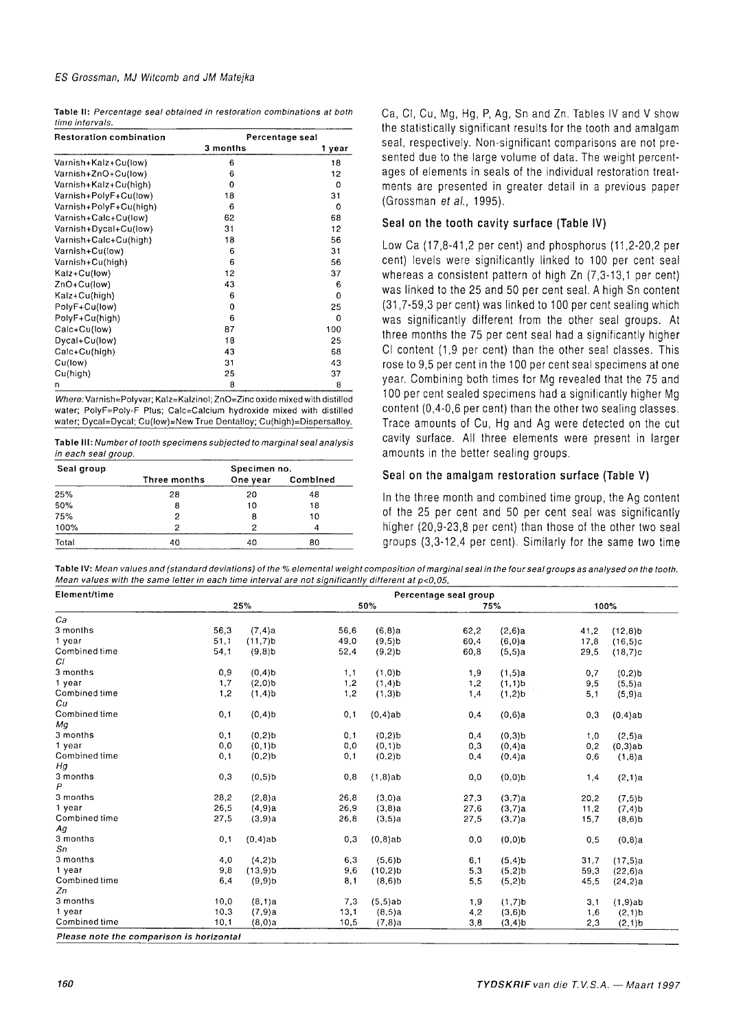**Table II:** *Percentage seal obtained in restoration combinations at both time intervals.*

| Restoration combination | Percentage seal | |
|---|---|---|
| | 3 months | 1 year |
| Varnish+Kalz+Cu(low) | 6 | 18 |
| Varnish+ZnO+Cu(low) | 6 | 12 |
| Varnish+Kalz+Cu(high) | 0 | 0 |
| Varnish+PolyF+Cu(low) | 18 | 31 |
| Varnish+PolyF+Cu(high) | 6 | 0 |
| Varnish+Calc+Cu(low) | 62 | 68 |
| Varnish+Dycal+Cu(low) | 31 | 12 |
| Varnish+Calc+Cu(high) | 18 | 56 |
| Varnish+Cu(low) | 6 | 31 |
| Varnish+Cu(high) | 6 | 56 |
| Kalz+Cu(low) | 12 | 37 |
| ZnO+Cu(low) | 43 | 6 |
| Kalz+Cu(high) | 6 | 0 |
| PolyF+Cu(low) | 0 | 25 |
| PolyF+Cu(high) | 6 | 0 |
| Calc+Cu(low) | 87 | 100 |
| Dycal+Cu(low) | 18 | 25 |
| Calc+Cu(high) | 43 | 68 |
| Cu(low) | 31 | 43 |
| Cu(high) | 25 | 37 |
| n | 8 | 8 |

*Where:* Varnish=Polyvar; Kalz=Kalzinol; ZnO=Zinc oxide mixed with distilled water; PolyF=Poly-F Plus; Calc=Calcium hydroxide mixed with distilled water; Dycal=Dycal; Cu(low)=New True Dentalloy; Cu(high)=Dispersalloy.

**Table III:** *Number of tooth specimens subjected to marginal seal analysis in each seal group.*

| Seal group | Specimen no. | | |
|---|---|---|---|
| | Three months | One year | Combined |
| 25% | 28 | 20 | 48 |
| 50% | 8 | 10 | 18 |
| 75% | 2 | 8 | 10 |
| 100% | 2 | 2 | 4 |
| Total | 40 | 40 | 80 |

Ca, Cl, Cu, Mg, Hg, P, Ag, Sn and Zn. Tables IV and V show the statistically significant results for the tooth and amalgam seal, respectively. Non-significant comparisons are not presented due to the large volume of data. The weight percentages of elements in seals of the individual restoration treatments are presented in greater detail in a previous paper (Grossman *et al.*, 1995).

## Seal on the tooth cavity surface (Table IV)

Low Ca (17,8-41,2 per cent) and phosphorus (11,2-20,2 per cent) levels were significantly linked to 100 per cent seal whereas a consistent pattern of high Zn (7,3-13,1 per cent) was linked to the 25 and 50 per cent seal. A high Sn content (31,7-59,3 per cent) was linked to 100 per cent sealing which was significantly different from the other seal groups. At three months the 75 per cent seal had a significantly higher Cl content (1,9 per cent) than the other seal classes. This rose to 9,5 per cent in the 100 per cent seal specimens at one year. Combining both times for Mg revealed that the 75 and 100 per cent sealed specimens had a significantly higher Mg content (0,4-0,6 per cent) than the other two sealing classes. Trace amounts of Cu, Hg and Ag were detected on the cut cavity surface. All three elements were present in larger amounts in the better sealing groups.

## Seal on the amalgam restoration surface (Table V)

In the three month and combined time group, the Ag content of the 25 per cent and 50 per cent seal was significantly higher (20,9-23,8 per cent) than those of the other two seal groups (3,3-12,4 per cent). Similarly for the same two time

**Table IV:** *Mean values and (standard deviations) of the % elemental weight composition of marginal seal in the four seal groups as analysed on the tooth. Mean values with the same letter in each time interval are not significantly different at p<0,05.*

| Element/time | Percentage seal group | | | |
|---|---|---|---|---|
| | 25% | 50% | 75% | 100% |
| *Ca* | | | | |
| 3 months | 56,3 (7,4)a | 56,6 (6,8)a | 62,2 (2,6)a | 41,2 (12,8)b |
| 1 year | 51,1 (11,7)b | 49,0 (9,5)b | 60,4 (6,0)a | 17,8 (16,5)c |
| Combined time | 54,1 (9,8)b | 52,4 (9,2)b | 60,8 (5,5)a | 29,5 (18,7)c |
| *Cl* | | | | |
| 3 months | 0,9 (0,4)b | 1,1 (1,0)b | 1,9 (1,5)a | 0,7 (0,2)b |
| 1 year | 1,7 (2,0)b | 1,2 (1,4)b | 1,2 (1,1)b | 9,5 (5,5)a |
| Combined time | 1,2 (1,4)b | 1,2 (1,3)b | 1,4 (1,2)b | 5,1 (5,9)a |
| *Cu* | | | | |
| Combined time | 0,1 (0,4)b | 0,1 (0,4)ab | 0,4 (0,6)a | 0,3 (0,4)ab |
| *Mg* | | | | |
| 3 months | 0,1 (0,2)b | 0,1 (0,2)b | 0,4 (0,3)b | 1,0 (2,5)a |
| 1 year | 0,0 (0,1)b | 0,0 (0,1)b | 0,3 (0,4)a | 0,2 (0,3)ab |
| Combined time | 0,1 (0,2)b | 0,1 (0,2)b | 0,4 (0,4)a | 0,6 (1,8)a |
| *Hg* | | | | |
| 3 months | 0,3 (0,5)b | 0,8 (1,8)ab | 0,0 (0,0)b | 1,4 (2,1)a |
| *P* | | | | |
| 3 months | 28,2 (2,8)a | 26,8 (3,0)a | 27,3 (3,7)a | 20,2 (7,5)b |
| 1 year | 26,5 (4,9)a | 26,9 (3,8)a | 27,6 (3,7)a | 11,2 (7,4)b |
| Combined time | 27,5 (3,9)a | 26,8 (3,5)a | 27,5 (3,7)a | 15,7 (8,6)b |
| *Ag* | | | | |
| 3 months | 0,1 (0,4)ab | 0,3 (0,8)ab | 0,0 (0,0)b | 0,5 (0,8)a |
| *Sn* | | | | |
| 3 months | 4,0 (4,2)b | 6,3 (5,6)b | 6,1 (5,4)b | 31,7 (17,5)a |
| 1 year | 9,8 (13,9)b | 9,6 (10,2)b | 5,3 (5,2)b | 59,3 (22,6)a |
| Combined time | 6,4 (9,9)b | 8,1 (8,6)b | 5,5 (5,2)b | 45,5 (24,2)a |
| *Zn* | | | | |
| 3 months | 10,0 (8,1)a | 7,3 (5,5)ab | 1,9 (1,7)b | 3,1 (1,9)ab |
| 1 year | 10,3 (7,9)a | 13,1 (8,5)a | 4,2 (3,6)b | 1,6 (2,1)b |
| Combined time | 10,1 (8,0)a | 10,5 (7,8)a | 3,8 (3,4)b | 2,3 (2,1)b |

***Please note the comparison is horizontal***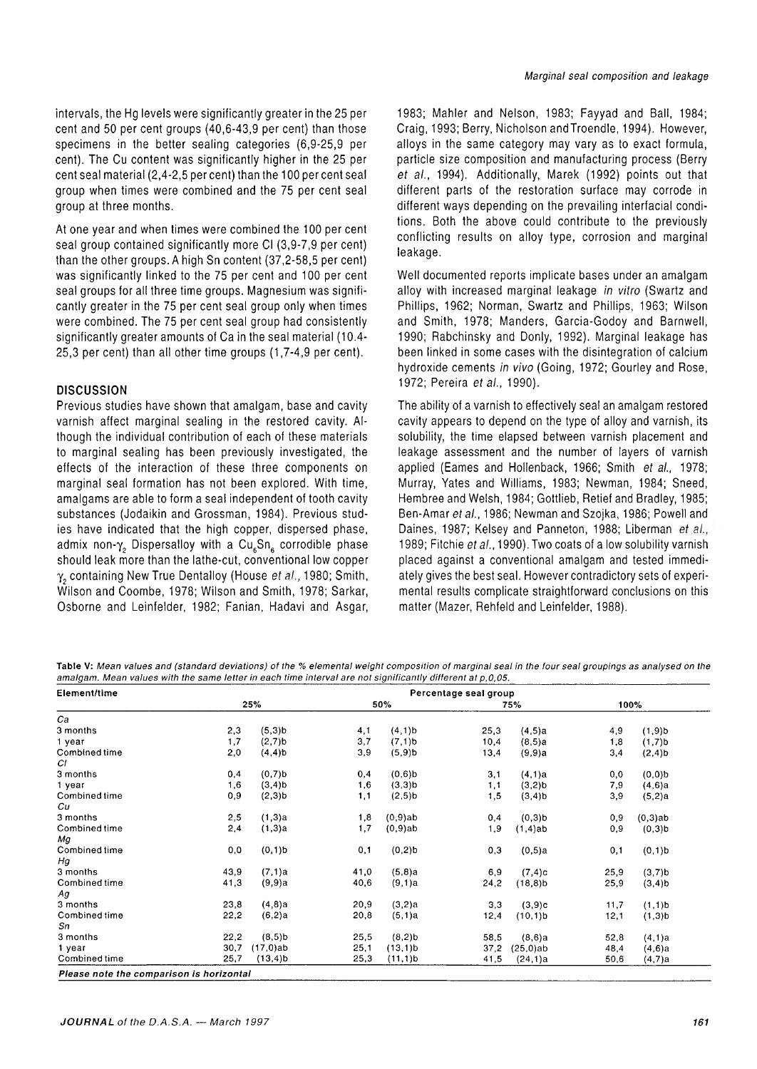intervals, the Hg levels were significantly greater in the 25 per cent and 50 per cent groups (40,6-43,9 per cent) than those specimens in the better sealing categories (6,9-25,9 per cent). The Cu content was significantly higher in the 25 per cent seal material (2,4-2,5 per cent) than the 100 per cent seal group when times were combined and the 75 per cent seal group at three months.

At one year and when times were combined the 100 per cent seal group contained significantly more Cl (3,9-7,9 per cent) than the other groups. A high Sn content (37,2-58,5 per cent) was significantly linked to the 75 per cent and 100 per cent seal groups for all three time groups. Magnesium was significantly greater in the 75 per cent seal group only when times were combined. The 75 per cent seal group had consistently significantly greater amounts of Ca in the seal material (10.4-25,3 per cent) than all other time groups (1,7-4,9 per cent).

## DISCUSSION

Previous studies have shown that amalgam, base and cavity varnish affect marginal sealing in the restored cavity. Although the individual contribution of each of these materials to marginal sealing has been previously investigated, the effects of the interaction of these three components on marginal seal formation has not been explored. With time, amalgams are able to form a seal independent of tooth cavity substances (Jodaikin and Grossman, 1984). Previous studies have indicated that the high copper, dispersed phase, admix non-$\gamma_2$ Dispersalloy with a $Cu_6Sn_6$ corrodible phase should leak more than the lathe-cut, conventional low copper $\gamma_2$ containing New True Dentalloy (House *et al.*, 1980; Smith, Wilson and Coombe, 1978; Wilson and Smith, 1978; Sarkar, Osborne and Leinfelder, 1982; Fanian, Hadavi and Asgar, 1983; Mahler and Nelson, 1983; Fayyad and Ball, 1984; Craig, 1993; Berry, Nicholson and Troendle, 1994). However, alloys in the same category may vary as to exact formula, particle size composition and manufacturing process (Berry *et al.*, 1994). Additionally, Marek (1992) points out that different parts of the restoration surface may corrode in different ways depending on the prevailing interfacial conditions. Both the above could contribute to the previously conflicting results on alloy type, corrosion and marginal leakage.

Well documented reports implicate bases under an amalgam alloy with increased marginal leakage *in vitro* (Swartz and Phillips, 1962; Norman, Swartz and Phillips, 1963; Wilson and Smith, 1978; Manders, Garcia-Godoy and Barnwell, 1990; Rabchinsky and Donly, 1992). Marginal leakage has been linked in some cases with the disintegration of calcium hydroxide cements *in vivo* (Going, 1972; Gourley and Rose, 1972; Pereira *et al.*, 1990).

The ability of a varnish to effectively seal an amalgam restored cavity appears to depend on the type of alloy and varnish, its solubility, the time elapsed between varnish placement and leakage assessment and the number of layers of varnish applied (Eames and Hollenback, 1966; Smith *et al.*, 1978; Murray, Yates and Williams, 1983; Newman, 1984; Sneed, Hembree and Welsh, 1984; Gottlieb, Retief and Bradley, 1985; Ben-Amar *et al.*, 1986; Newman and Szojka, 1986; Powell and Daines, 1987; Kelsey and Panneton, 1988; Liberman *et al.*, 1989; Fitchie *et al.*, 1990). Two coats of a low solubility varnish placed against a conventional amalgam and tested immediately gives the best seal. However contradictory sets of experimental results complicate straightforward conclusions on this matter (Mazer, Rehfeld and Leinfelder, 1988).

**Table V:** *Mean values and (standard deviations) of the % elemental weight composition of marginal seal in the four seal groupings as analysed on the amalgam. Mean values with the same letter in each time interval are not significantly different at p,0,05.*

| Element/time | Percentage seal group | | | |
|---|---|---|---|---|
| | 25% | 50% | 75% | 100% |
| *Ca* | | | | |
| 3 months | 2,3 (5,3)b | 4,1 (4,1)b | 25,3 (4,5)a | 4,9 (1,9)b |
| 1 year | 1,7 (2,7)b | 3,7 (7,1)b | 10,4 (8,5)a | 1,8 (1,7)b |
| Combined time | 2,0 (4,4)b | 3,9 (5,9)b | 13,4 (9,9)a | 3,4 (2,4)b |
| *Cl* | | | | |
| 3 months | 0,4 (0,7)b | 0,4 (0,6)b | 3,1 (4,1)a | 0,0 (0,0)b |
| 1 year | 1,6 (3,4)b | 1,6 (3,3)b | 1,1 (3,2)b | 7,9 (4,6)a |
| Combined time | 0,9 (2,3)b | 1,1 (2,5)b | 1,5 (3,4)b | 3,9 (5,2)a |
| *Cu* | | | | |
| 3 months | 2,5 (1,3)a | 1,8 (0,9)ab | 0,4 (0,3)b | 0,9 (0,3)ab |
| Combined time | 2,4 (1,3)a | 1,7 (0,9)ab | 1,9 (1,4)ab | 0,9 (0,3)b |
| *Mg* | | | | |
| Combined time | 0,0 (0,1)b | 0,1 (0,2)b | 0,3 (0,5)a | 0,1 (0,1)b |
| *Hg* | | | | |
| 3 months | 43,9 (7,1)a | 41,0 (5,8)a | 6,9 (7,4)c | 25,9 (3,7)b |
| Combined time | 41,3 (9,9)a | 40,6 (9,1)a | 24,2 (18,8)b | 25,9 (3,4)b |
| *Ag* | | | | |
| 3 months | 23,8 (4,8)a | 20,9 (3,2)a | 3,3 (3,9)c | 11,7 (1,1)b |
| Combined time | 22,2 (6,2)a | 20,8 (5,1)a | 12,4 (10,1)b | 12,1 (1,3)b |
| *Sn* | | | | |
| 3 months | 22,2 (8,5)b | 25,5 (8,2)b | 58,5 (8,6)a | 52,8 (4,1)a |
| 1 year | 30,7 (17,0)ab | 25,1 (13,1)b | 37,2 (25,0)ab | 48,4 (4,6)a |
| Combined time | 25,7 (13,4)b | 25,3 (11,1)b | 41,5 (24,1)a | 50,6 (4,7)a |

***Please note the comparison is horizontal***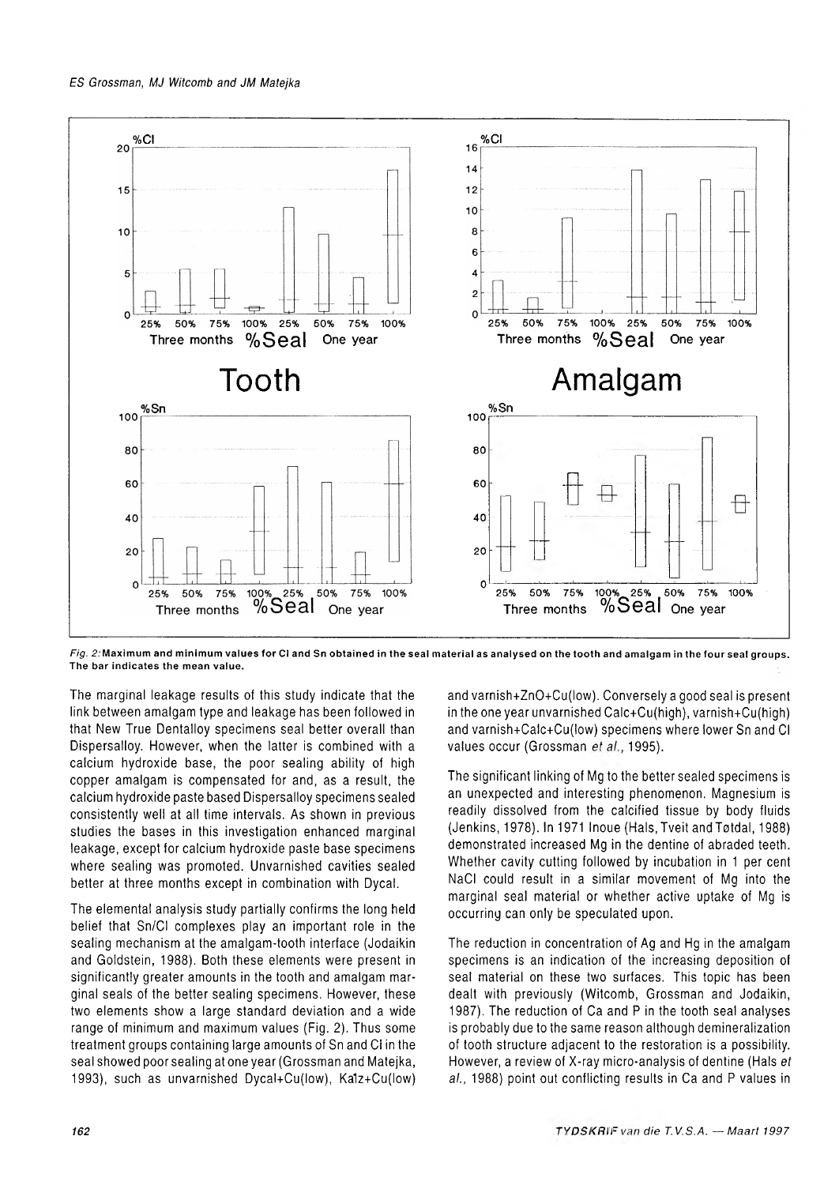Fig. 2: **Maximum and minimum values for Cl and Sn obtained in the seal material as analysed on the tooth and amalgam in the four seal groups. The bar indicates the mean value.**

The marginal leakage results of this study indicate that the link between amalgam type and leakage has been followed in that New True Dentalloy specimens seal better overall than Dispersalloy. However, when the latter is combined with a calcium hydroxide base, the poor sealing ability of high copper amalgam is compensated for and, as a result, the calcium hydroxide paste based Dispersalloy specimens sealed consistently well at all time intervals. As shown in previous studies the bases in this investigation enhanced marginal leakage, except for calcium hydroxide paste base specimens where sealing was promoted. Unvarnished cavities sealed better at three months except in combination with Dycal.

The elemental analysis study partially confirms the long held belief that Sn/Cl complexes play an important role in the sealing mechanism at the amalgam-tooth interface (Jodaikin and Goldstein, 1988). Both these elements were present in significantly greater amounts in the tooth and amalgam marginal seals of the better sealing specimens. However, these two elements show a large standard deviation and a wide range of minimum and maximum values (Fig. 2). Thus some treatment groups containing large amounts of Sn and Cl in the seal showed poor sealing at one year (Grossman and Matejka, 1993), such as unvarnished Dycal+Cu(low), Kalz+Cu(low) and varnish+ZnO+Cu(low). Conversely a good seal is present in the one year unvarnished Calc+Cu(high), varnish+Cu(high) and varnish+Calc+Cu(low) specimens where lower Sn and Cl values occur (Grossman *et al.*, 1995).

The significant linking of Mg to the better sealed specimens is an unexpected and interesting phenomenon. Magnesium is readily dissolved from the calcified tissue by body fluids (Jenkins, 1978). In 1971 Inoue (Hals, Tveit and Tøtdal, 1988) demonstrated increased Mg in the dentine of abraded teeth. Whether cavity cutting followed by incubation in 1 per cent NaCl could result in a similar movement of Mg into the marginal seal material or whether active uptake of Mg is occurring can only be speculated upon.

The reduction in concentration of Ag and Hg in the amalgam specimens is an indication of the increasing deposition of seal material on these two surfaces. This topic has been dealt with previously (Witcomb, Grossman and Jodaikin, 1987). The reduction of Ca and P in the tooth seal analyses is probably due to the same reason although demineralization of tooth structure adjacent to the restoration is a possibility. However, a review of X-ray micro-analysis of dentine (Hals *et al.*, 1988) point out conflicting results in Ca and P values in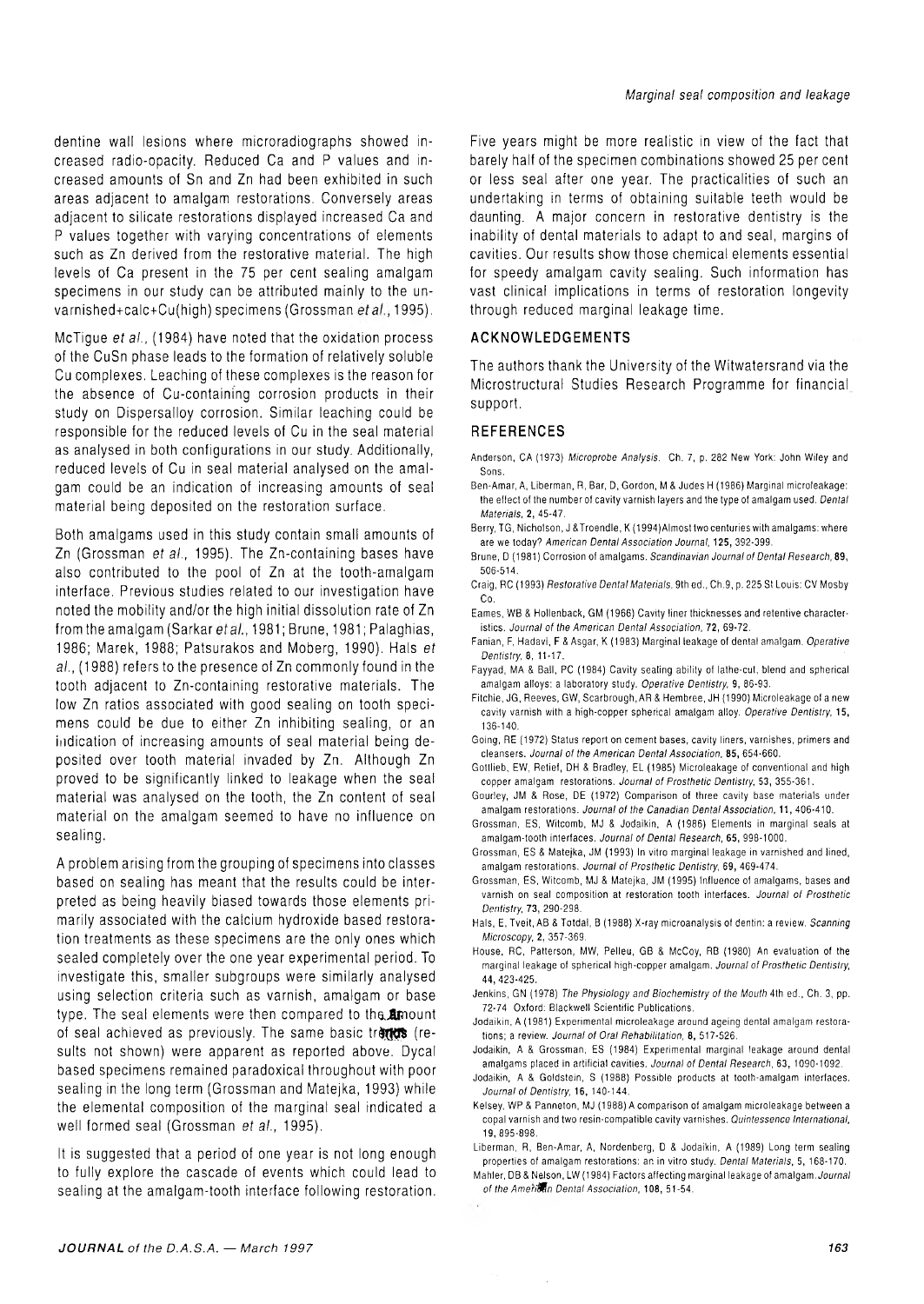dentine wall lesions where microradiographs showed increased radio-opacity. Reduced Ca and P values and increased amounts of Sn and Zn had been exhibited in such areas adjacent to amalgam restorations. Conversely areas adjacent to silicate restorations displayed increased Ca and P values together with varying concentrations of elements such as Zn derived from the restorative material. The high levels of Ca present in the 75 per cent sealing amalgam specimens in our study can be attributed mainly to the unvarnished+calc+Cu(high) specimens (Grossman *et al.*, 1995).

McTigue *et al.*, (1984) have noted that the oxidation process of the CuSn phase leads to the formation of relatively soluble Cu complexes. Leaching of these complexes is the reason for the absence of Cu-containing corrosion products in their study on Dispersalloy corrosion. Similar leaching could be responsible for the reduced levels of Cu in the seal material as analysed in both configurations in our study. Additionally, reduced levels of Cu in seal material analysed on the amalgam could be an indication of increasing amounts of seal material being deposited on the restoration surface.

Both amalgams used in this study contain small amounts of Zn (Grossman *et al.*, 1995). The Zn-containing bases have also contributed to the pool of Zn at the tooth-amalgam interface. Previous studies related to our investigation have noted the mobility and/or the high initial dissolution rate of Zn from the amalgam (Sarkar *et al.*, 1981; Brune, 1981; Palaghias, 1986; Marek, 1988; Patsurakos and Moberg, 1990). Hals *et al.*, (1988) refers to the presence of Zn commonly found in the tooth adjacent to Zn-containing restorative materials. The low Zn ratios associated with good sealing on tooth specimens could be due to either Zn inhibiting sealing, or an indication of increasing amounts of seal material being deposited over tooth material invaded by Zn. Although Zn proved to be significantly linked to leakage when the seal material was analysed on the tooth, the Zn content of seal material on the amalgam seemed to have no influence on sealing.

A problem arising from the grouping of specimens into classes based on sealing has meant that the results could be interpreted as being heavily biased towards those elements primarily associated with the calcium hydroxide based restoration treatments as these specimens are the only ones which sealed completely over the one year experimental period. To investigate this, smaller subgroups were similarly analysed using selection criteria such as varnish, amalgam or base type. The seal elements were then compared to the amount of seal achieved as previously. The same basic trends (results not shown) were apparent as reported above. Dycal based specimens remained paradoxical throughout with poor sealing in the long term (Grossman and Matejka, 1993) while the elemental composition of the marginal seal indicated a well formed seal (Grossman *et al.*, 1995).

It is suggested that a period of one year is not long enough to fully explore the cascade of events which could lead to sealing at the amalgam-tooth interface following restoration. Five years might be more realistic in view of the fact that barely half of the specimen combinations showed 25 per cent or less seal after one year. The practicalities of such an undertaking in terms of obtaining suitable teeth would be daunting. A major concern in restorative dentistry is the inability of dental materials to adapt to and seal, margins of cavities. Our results show those chemical elements essential for speedy amalgam cavity sealing. Such information has vast clinical implications in terms of restoration longevity through reduced marginal leakage time.

## ACKNOWLEDGEMENTS

The authors thank the University of the Witwatersrand via the Microstructural Studies Research Programme for financial support.

## REFERENCES

Anderson, CA (1973) *Microprobe Analysis*. Ch. 7, p. 282 New York: John Wiley and Sons.

Ben-Amar, A, Liberman, R, Bar, D, Gordon, M & Judes H (1986) Marginal microleakage: the effect of the number of cavity varnish layers and the type of amalgam used. *Dental Materials*, **2**, 45-47.

Berry, TG, Nicholson, J & Troendle, K (1994) Almost two centuries with amalgams: where are we today? *American Dental Association Journal*, **125**, 392-399.

Brune, D (1981) Corrosion of amalgams. *Scandinavian Journal of Dental Research*, **89**, 506-514.

Craig, RC (1993) *Restorative Dental Materials*. 9th ed., Ch.9, p. 225 St Louis: CV Mosby Co.

Eames, WB & Hollenback, GM (1966) Cavity liner thicknesses and retentive characteristics. *Journal of the American Dental Association*, **72**, 69-72.

Fanian, F, Hadavi, F & Asgar, K (1983) Marginal leakage of dental amalgam. *Operative Dentistry*, **8**, 11-17.

Fayyad, MA & Ball, PC (1984) Cavity sealing ability of lathe-cut, blend and spherical amalgam alloys: a laboratory study. *Operative Dentistry*, **9**, 86-93.

Fitchie, JG, Reeves, GW, Scarbrough, AR & Hembree, JH (1990) Microleakage of a new cavity varnish with a high-copper spherical amalgam alloy. *Operative Dentistry*, **15**, 136-140.

Going, RE (1972) Status report on cement bases, cavity liners, varnishes, primers and cleansers. *Journal of the American Dental Association*, **85**, 654-660.

Gottlieb, EW, Retief, DH & Bradley, EL (1985) Microleakage of conventional and high copper amalgam restorations. *Journal of Prosthetic Dentistry*, **53**, 355-361.

Gourley, JM & Rose, DE (1972) Comparison of three cavity base materials under amalgam restorations. *Journal of the Canadian Dental Association*, **11**, 406-410.

Grossman, ES, Witcomb, MJ & Jodaikin, A (1986) Elements in marginal seals at amalgam-tooth interfaces. *Journal of Dental Research*, **65**, 998-1000.

Grossman, ES & Matejka, JM (1993) In vitro marginal leakage in varnished and lined, amalgam restorations. *Journal of Prosthetic Dentistry*, **69**, 469-474.

Grossman, ES, Witcomb, MJ & Matejka, JM (1995) Influence of amalgams, bases and varnish on seal composition at restoration tooth interfaces. *Journal of Prosthetic Dentistry*, **73**, 290-298.

Hals, E, Tveit, AB & Totdal, B (1988) X-ray microanalysis of dentin: a review. *Scanning Microscopy*, **2**, 357-369.

House, RC, Patterson, MW, Pelleu, GB & McCoy, RB (1980) An evaluation of the marginal leakage of spherical high-copper amalgam. *Journal of Prosthetic Dentistry*, **44**, 423-425.

Jenkins, GN (1978) *The Physiology and Biochemistry of the Mouth* 4th ed., Ch. 3, pp. 72-74 Oxford: Blackwell Scientific Publications.

Jodaikin, A (1981) Experimental microleakage around ageing dental amalgam restorations; a review. *Journal of Oral Rehabilitation*, **8**, 517-526.

Jodaikin, A & Grossman, ES (1984) Experimental marginal leakage around dental amalgams placed in artificial cavities. *Journal of Dental Research*, **63**, 1090-1092.

Jodaikin, A & Goldstein, S (1988) Possible products at tooth-amalgam interfaces. *Journal of Dentistry*, **16**, 140-144.

Kelsey, WP & Panneton, MJ (1988) A comparison of amalgam microleakage between a copal varnish and two resin-compatible cavity varnishes. *Quintessence International*, **19**, 895-898.

Liberman, R, Ben-Amar, A, Nordenberg, D & Jodaikin, A (1989) Long term sealing properties of amalgam restorations: an in vitro study. *Dental Materials*, **5**, 168-170.

Mahler, DB & Nelson, LW (1984) Factors affecting marginal leakage of amalgam. *Journal of the American Dental Association*, **108**, 51-54.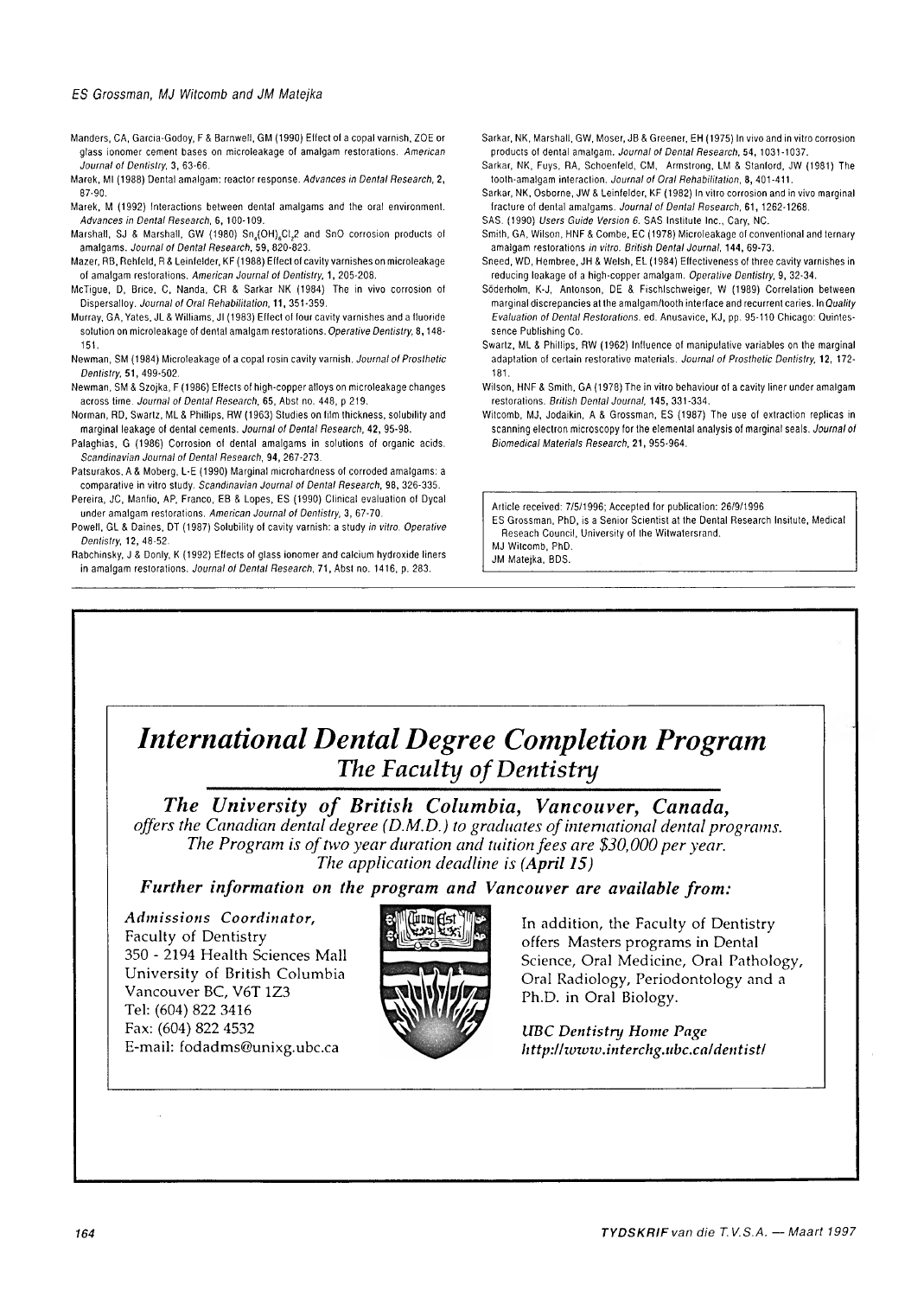Manders, CA, Garcia-Godoy, F & Barnwell, GM (1990) Effect of a copal varnish, ZOE or glass ionomer cement bases on microleakage of amalgam restorations. *American Journal of Dentistry*, **3**, 63-66.

Marek, MI (1988) Dental amalgam: reactor response. *Advances in Dental Research*, **2**, 87-90.

Marek, M (1992) Interactions between dental amalgams and the oral environment. *Advances in Dental Research*, **6**, 100-109.

Marshall, SJ & Marshall, GW (1980) $Sn_4(OH)_6Cl_2$ and SnO corrosion products of amalgams. *Journal of Dental Research*, **59**, 820-823.

Mazer, RB, Rehfeld, R & Leinfelder, KF (1988) Effect of cavity varnishes on microleakage of amalgam restorations. *American Journal of Dentistry*, **1**, 205-208.

McTigue, D, Brice, C, Nanda, CR & Sarkar NK (1984) The in vivo corrosion of Dispersalloy. *Journal of Oral Rehabilitation*, **11**, 351-359.

Murray, GA, Yates, JL & Williams, JI (1983) Effect of four cavity varnishes and a fluoride solution on microleakage of dental amalgam restorations. *Operative Dentistry*, **8**, 148-151.

Newman, SM (1984) Microleakage of a copal rosin cavity varnish. *Journal of Prosthetic Dentistry*, **51**, 499-502.

Newman, SM & Szojka, F (1986) Effects of high-copper alloys on microleakage changes across time. *Journal of Dental Research*, **65**, Abst no. 448, p 219.

Norman, RD, Swartz, ML & Phillips, RW (1963) Studies on film thickness, solubility and marginal leakage of dental cements. *Journal of Dental Research*, **42**, 95-98.

Palaghias, G (1986) Corrosion of dental amalgams in solutions of organic acids. *Scandinavian Journal of Dental Research*, **94**, 267-273.

Patsurakos, A & Moberg, L-E (1990) Marginal microhardness of corroded amalgams: a comparative in vitro study. *Scandinavian Journal of Dental Research*, **98**, 326-335.

Pereira, JC, Manfio, AP, Franco, EB & Lopes, ES (1990) Clinical evaluation of Dycal under amalgam restorations. *American Journal of Dentistry*, **3**, 67-70.

Powell, GL & Daines, DT (1987) Solubility of cavity varnish: a study *in vitro*. *Operative Dentistry*, **12**, 48-52.

Rabchinsky, J & Donly, K (1992) Effects of glass ionomer and calcium hydroxide liners in amalgam restorations. *Journal of Dental Research*, **71**, Abst no. 1416, p. 283.

Sarkar, NK, Marshall, GW, Moser, JB & Greener, EH (1975) In vivo and in vitro corrosion products of dental amalgam. *Journal of Dental Research*, **54**, 1031-1037.

Sarkar, NK, Fuys, RA, Schoenfeld, CM, Armstrong, LM & Stanford, JW (1981) The tooth-amalgam interaction. *Journal of Oral Rehabilitation*, **8**, 401-411.

Sarkar, NK, Osborne, JW & Leinfelder, KF (1982) In vitro corrosion and in vivo marginal fracture of dental amalgams. *Journal of Dental Research*, **61**, 1262-1268.

SAS. (1990) *Users Guide Version 6*. SAS Institute Inc., Cary, NC.

Smith, GA, Wilson, HNF & Combe, EC (1978) Microleakage of conventional and ternary amalgam restorations *in vitro*. *British Dental Journal*, **144**, 69-73.

Sneed, WD, Hembree, JH & Welsh, EL (1984) Effectiveness of three cavity varnishes in reducing leakage of a high-copper amalgam. *Operative Dentistry*, **9**, 32-34.

Söderholm, K-J, Antonson, DE & Fischlschweiger, W (1989) Correlation between marginal discrepancies at the amalgam/tooth interface and recurrent caries. In *Quality Evaluation of Dental Restorations*. ed. Anusavice, KJ, pp. 95-110 Chicago: Quintessence Publishing Co.

Swartz, ML & Phillips, RW (1962) Influence of manipulative variables on the marginal adaptation of certain restorative materials. *Journal of Prosthetic Dentistry*, **12**, 172-181.

Wilson, HNF & Smith, GA (1978) The in vitro behaviour of a cavity liner under amalgam restorations. *British Dental Journal*, **145**, 331-334.

Witcomb, MJ, Jodaikin, A & Grossman, ES (1987) The use of extraction replicas in scanning electron microscopy for the elemental analysis of marginal seals. *Journal of Biomedical Materials Research*, **21**, 955-964.

Article received: 7/5/1996; Accepted for publication: 26/9/1996
ES Grossman, PhD, is a Senior Scientist at the Dental Research Insitute, Medical Reseach Council, University of the Witwatersrand.
MJ Witcomb, PhD.
JM Matejka, BDS.

# International Dental Degree Completion Program

## The Faculty of Dentistry

### The University of British Columbia, Vancouver, Canada,

*offers the Canadian dental degree (D.M.D.) to graduates of international dental programs. The Program is of two year duration and tuition fees are $30,000 per year. The application deadline is (**April 15**)*

***Further information on the program and Vancouver are available from:***

*Admissions Coordinator,*
Faculty of Dentistry
350 - 2194 Health Sciences Mall
University of British Columbia
Vancouver BC, V6T 1Z3
Tel: (604) 822 3416
Fax: (604) 822 4532
E-mail: fodadms@unixg.ubc.ca

In addition, the Faculty of Dentistry offers Masters programs in Dental Science, Oral Medicine, Oral Pathology, Oral Radiology, Periodontology and a Ph.D. in Oral Biology.

*UBC Dentistry Home Page*
*http://www.interchg.ubc.ca/dentist/*